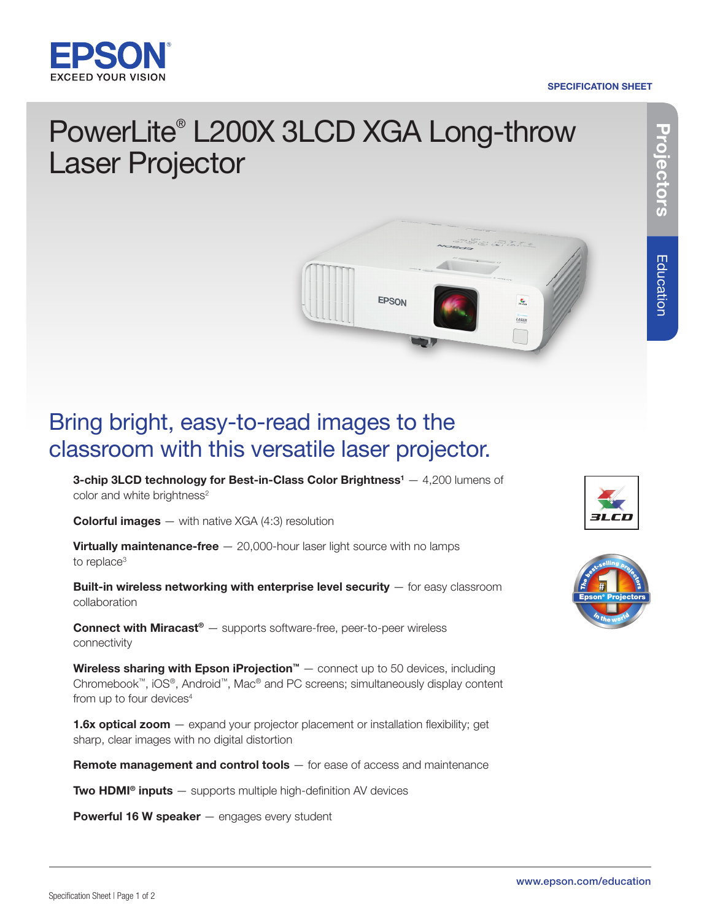SPECIFICATION SHEET

# PowerLite® L200X 3LCD XGA Long-throw Laser Projector

Projectors

Education

## Bring bright, easy-to-read images to the classroom with this versatile laser projector.

- **3-chip 3LCD technology for Best-in-Class Color Brightness[1]** — 4,200 lumens of color and white brightness[2]
- **Colorful images** — with native XGA (4:3) resolution
- **Virtually maintenance-free** — 20,000-hour laser light source with no lamps to replace[3]
- **Built-in wireless networking with enterprise level security** — for easy classroom collaboration
- **Connect with Miracast®** — supports software-free, peer-to-peer wireless connectivity
- **Wireless sharing with Epson iProjection™** — connect up to 50 devices, including Chromebook™, iOS®, Android™, Mac® and PC screens; simultaneously display content from up to four devices[4]
- **1.6x optical zoom** — expand your projector placement or installation flexibility; get sharp, clear images with no digital distortion
- **Remote management and control tools** — for ease of access and maintenance
- **Two HDMI® inputs** — supports multiple high-definition AV devices
- **Powerful 16 W speaker** — engages every student

www.epson.com/education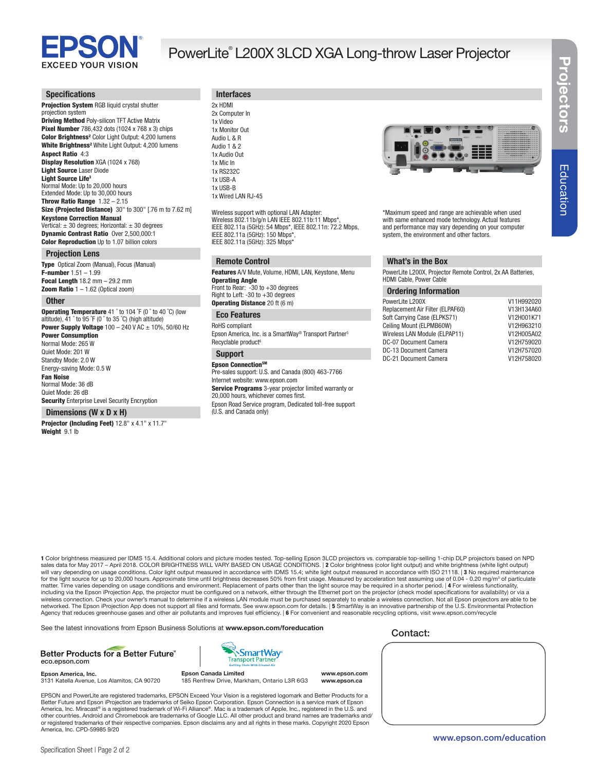# PowerLite® L200X 3LCD XGA Long-throw Laser Projector

## Specifications

**Projection System** RGB liquid crystal shutter projection system
**Driving Method** Poly-silicon TFT Active Matrix
**Pixel Number** 786,432 dots (1024 x 768 x 3) chips
**Color Brightness**[2] Color Light Output: 4,200 lumens
**White Brightness**[2] White Light Output: 4,200 lumens
**Aspect Ratio** 4:3
**Display Resolution** XGA (1024 x 768)
**Light Source** Laser Diode
**Light Source Life**[3]
Normal Mode: Up to 20,000 hours
Extended Mode: Up to 30,000 hours
**Throw Ratio Range** 1.32 – 2.15
**Size (Projected Distance)** 30" to 300" [.76 m to 7.62 m]
**Keystone Correction Manual**
Vertical: ± 30 degrees; Horizontal: ± 30 degrees
**Dynamic Contrast Ratio** Over 2,500,000:1
**Color Reproduction** Up to 1.07 billion colors

## Projection Lens

**Type** Optical Zoom (Manual), Focus (Manual)
**F-number** 1.51 – 1.99
**Focal Length** 18.2 mm – 29.2 mm
**Zoom Ratio** 1 – 1.62 (Optical zoom)

## Other

**Operating Temperature** 41 ˚F to 104 ˚F (0 ˚ to 40 ˚C) (low altitude), 41 ˚ to 95 ˚F (0 ˚ to 35 ˚C) (high altitude)
**Power Supply Voltage** 100 – 240 V AC ± 10%, 50/60 Hz
**Power Consumption**
Normal Mode: 265 W
Quiet Mode: 201 W
Standby Mode: 2.0 W
Energy-saving Mode: 0.5 W
**Fan Noise**
Normal Mode: 36 dB
Quiet Mode: 26 dB
**Security** Enterprise Level Security Encryption

## Dimensions (W x D x H)

**Projector (Including Feet)** 12.8" x 4.1" x 11.7"
**Weight** 9.1 lb

## Interfaces

2x HDMI
2x Computer In
1x Video
1x Monitor Out
Audio L & R
Audio 1 & 2
1x Audio Out
1x Mic In
1x RS232C
1x USB-A
1x USB-B
1x Wired LAN RJ-45

Wireless support with optional LAN Adapter:
Wireless 802.11b/g/n LAN IEEE 802.11b:11 Mbps*,
IEEE 802.11a (5GHz): 54 Mbps*, IEEE 802.11n: 72.2 Mbps,
IEEE 802.11a (5GHz): 150 Mbps*,
IEEE 802.11a (5GHz): 325 Mbps*

*Maximum speed and range are achievable when used with same enhanced mode technology. Actual features and performance may vary depending on your computer system, the environment and other factors.

## Remote Control

**Features** A/V Mute, Volume, HDMI, LAN, Keystone, Menu
**Operating Angle**
Front to Rear: -30 to +30 degrees
Right to Left: -30 to +30 degrees
**Operating Distance** 20 ft (6 m)

## Eco Features

RoHS compliant
Epson America, Inc. is a SmartWay® Transport Partner[5]
Recyclable product[6]

## Support

**Epson Connection**SM
Pre-sales support: U.S. and Canada (800) 463-7766
Internet website: www.epson.com
**Service Programs** 3-year projector limited warranty or 20,000 hours, whichever comes first.
Epson Road Service program, Dedicated toll-free support (U.S. and Canada only)

## What's in the Box

PowerLite L200X, Projector Remote Control, 2x AA Batteries, HDMI Cable, Power Cable

## Ordering Information

| | |
|---|---|
| PowerLite L200X | V11H992020 |
| Replacement Air Filter (ELPAF60) | V13H134A60 |
| Soft Carrying Case (ELPKS71) | V12H001K71 |
| Ceiling Mount (ELPMB60W) | V12H963210 |
| Wireless LAN Module (ELPAP11) | V12H005A02 |
| DC-07 Document Camera | V12H759020 |
| DC-13 Document Camera | V12H757020 |
| DC-21 Document Camera | V12H758020 |

**1** Color brightness measured per IDMS 15.4. Additional colors and picture modes tested. Top-selling Epson 3LCD projectors vs. comparable top-selling 1-chip DLP projectors based on NPD sales data for May 2017 – April 2018. COLOR BRIGHTNESS WILL VARY BASED ON USAGE CONDITIONS. | **2** Color brightness (color light output) and white brightness (white light output) will vary depending on usage conditions. Color light output measured in accordance with IDMS 15.4; white light output measured in accordance with ISO 21118. | **3** No required maintenance for the light source for up to 20,000 hours. Approximate time until brightness decreases 50% from first usage. Measured by acceleration test assuming use of 0.04 - 0.20 mg/m³ of particulate matter. Time varies depending on usage conditions and environment. Replacement of parts other than the light source may be required in a shorter period. | **4** For wireless functionality, including via the Epson iProjection App, the projector must be configured on a network, either through the Ethernet port on the projector (check model specifications for availability) or via a wireless connection. Check your owner's manual to determine if a wireless LAN module must be purchased separately to enable a wireless connection. Not all Epson projectors are able to be networked. The Epson iProjection App does not support all files and formats. See www.epson.com for details. | **5** SmartWay is an innovative partnership of the U.S. Environmental Protection Agency that reduces greenhouse gases and other air pollutants and improves fuel efficiency. | **6** For convenient and reasonable recycling options, visit www.epson.com/recycle

See the latest innovations from Epson Business Solutions at **www.epson.com/foreducation**

Better Products for a Better Future™
eco.epson.com

SmartWay Transport Partner

**Epson America, Inc.**
3131 Katella Avenue, Los Alamitos, CA 90720

**Epson Canada Limited**
185 Renfrew Drive, Markham, Ontario L3R 6G3

**www.epson.com**
**www.epson.ca**

Contact:

EPSON and PowerLite are registered trademarks, EPSON Exceed Your Vision is a registered logomark and Better Products for a Better Future and Epson iProjection are trademarks of Seiko Epson Corporation. Epson Connection is a service mark of Epson America, Inc. Miracast® is a registered trademark of Wi-Fi Alliance®. Mac is a trademark of Apple, Inc., registered in the U.S. and other countries. Android and Chromebook are trademarks of Google LLC. All other product and brand names are trademarks and/or registered trademarks of their respective companies. Epson disclaims any and all rights in these marks. Copyright 2020 Epson America, Inc. CPD-59985 9/20

www.epson.com/education